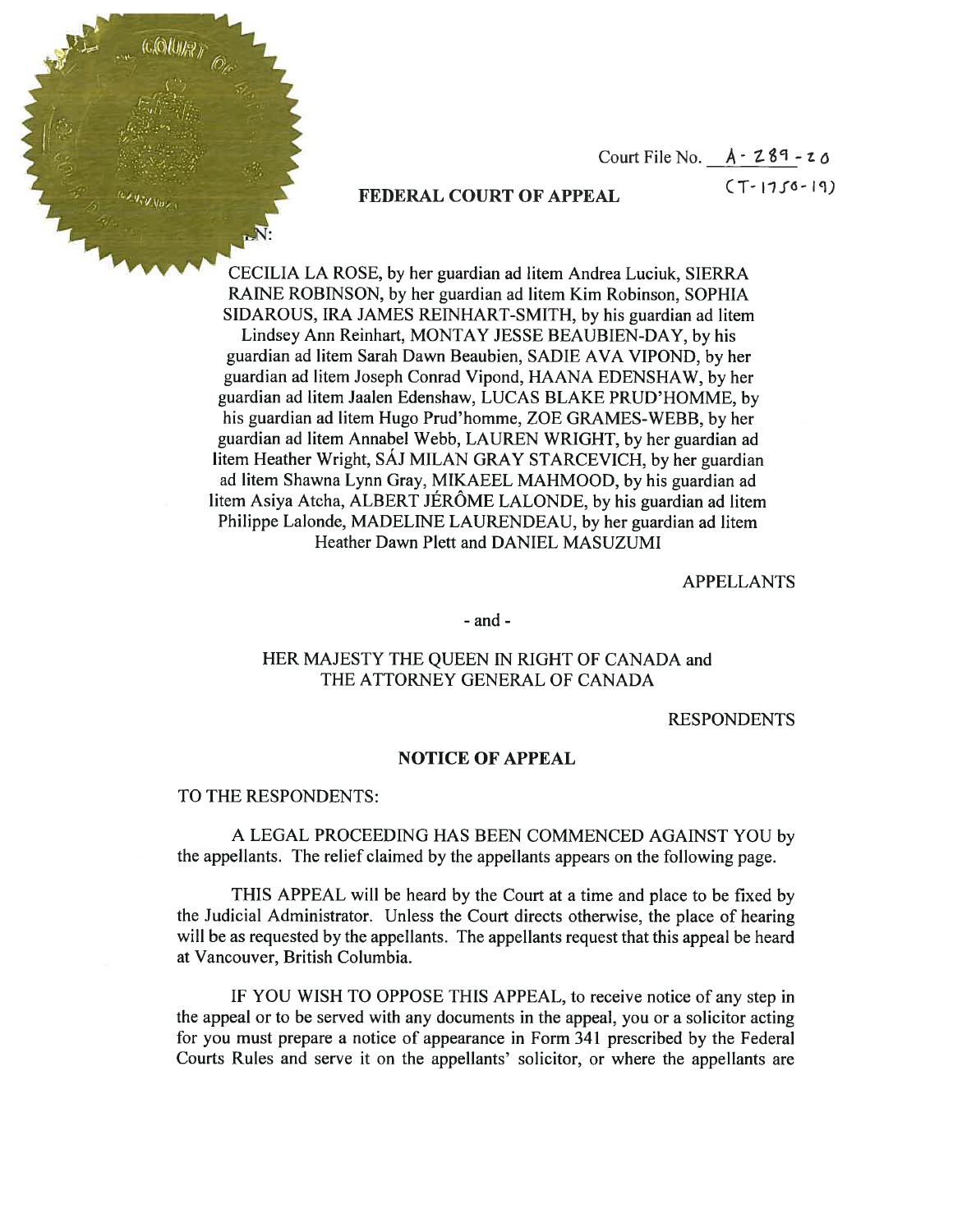Court File No. A-289-20
(T-1750-19)

**FEDERAL COURT OF APPEAL**

N:

CECILIA LA ROSE, by her guardian ad litem Andrea Luciuk, SIERRA RAINE ROBINSON, by her guardian ad litem Kim Robinson, SOPHIA SIDAROUS, IRA JAMES REINHART-SMITH, by his guardian ad litem Lindsey Ann Reinhart, MONTAY JESSE BEAUBIEN-DAY, by his guardian ad litem Sarah Dawn Beaubien, SADIE AVA VIPOND, by her guardian ad litem Joseph Conrad Vipond, HAANA EDENSHAW, by her guardian ad litem Jaalen Edenshaw, LUCAS BLAKE PRUD'HOMME, by his guardian ad litem Hugo Prud'homme, ZOE GRAMES-WEBB, by her guardian ad litem Annabel Webb, LAUREN WRIGHT, by her guardian ad litem Heather Wright, SÁJ MILAN GRAY STARCEVICH, by her guardian ad litem Shawna Lynn Gray, MIKAEEL MAHMOOD, by his guardian ad litem Asiya Atcha, ALBERT JÉRÔME LALONDE, by his guardian ad litem Philippe Lalonde, MADELINE LAURENDEAU, by her guardian ad litem Heather Dawn Plett and DANIEL MASUZUMI

APPELLANTS

- and -

HER MAJESTY THE QUEEN IN RIGHT OF CANADA and THE ATTORNEY GENERAL OF CANADA

RESPONDENTS

**NOTICE OF APPEAL**

TO THE RESPONDENTS:

A LEGAL PROCEEDING HAS BEEN COMMENCED AGAINST YOU by the appellants. The relief claimed by the appellants appears on the following page.

THIS APPEAL will be heard by the Court at a time and place to be fixed by the Judicial Administrator. Unless the Court directs otherwise, the place of hearing will be as requested by the appellants. The appellants request that this appeal be heard at Vancouver, British Columbia.

IF YOU WISH TO OPPOSE THIS APPEAL, to receive notice of any step in the appeal or to be served with any documents in the appeal, you or a solicitor acting for you must prepare a notice of appearance in Form 341 prescribed by the Federal Courts Rules and serve it on the appellants' solicitor, or where the appellants are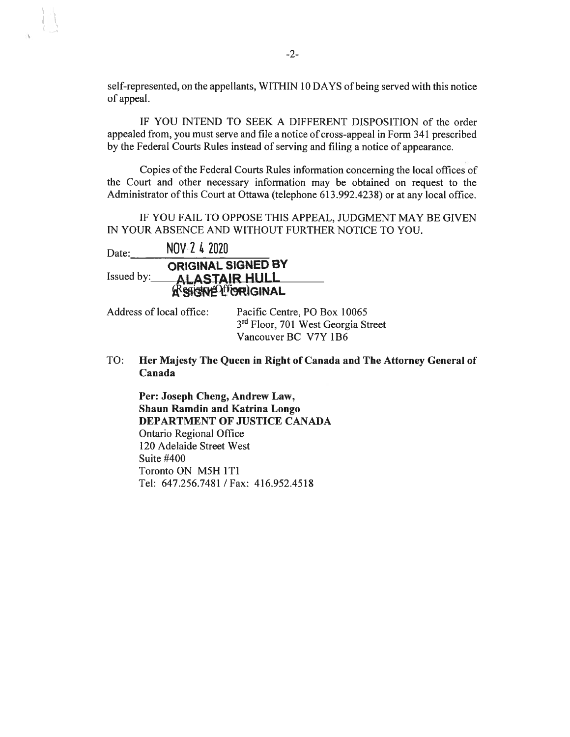self-represented, on the appellants, WITHIN 10 DAYS of being served with this notice of appeal.

IF YOU INTEND TO SEEK A DIFFERENT DISPOSITION of the order appealed from, you must serve and file a notice of cross-appeal in Form 341 prescribed by the Federal Courts Rules instead of serving and filing a notice of appearance.

Copies of the Federal Courts Rules information concerning the local offices of the Court and other necessary information may be obtained on request to the Administrator of this Court at Ottawa (telephone 613.992.4238) or at any local office.

IF YOU FAIL TO OPPOSE THIS APPEAL, JUDGMENT MAY BE GIVEN IN YOUR ABSENCE AND WITHOUT FURTHER NOTICE TO YOU.

Date: NOV 24 2020

Issued by: **ORIGINAL SIGNED BY ALASTAIR HULL A SIGNÉ L'ORIGINAL**
(Registry Officer)

Address of local office: Pacific Centre, PO Box 10065
3rd Floor, 701 West Georgia Street
Vancouver BC V7Y 1B6

TO: **Her Majesty The Queen in Right of Canada and The Attorney General of Canada**

**Per: Joseph Cheng, Andrew Law, Shaun Ramdin and Katrina Longo**
**DEPARTMENT OF JUSTICE CANADA**
Ontario Regional Office
120 Adelaide Street West
Suite #400
Toronto ON M5H 1T1
Tel: 647.256.7481 / Fax: 416.952.4518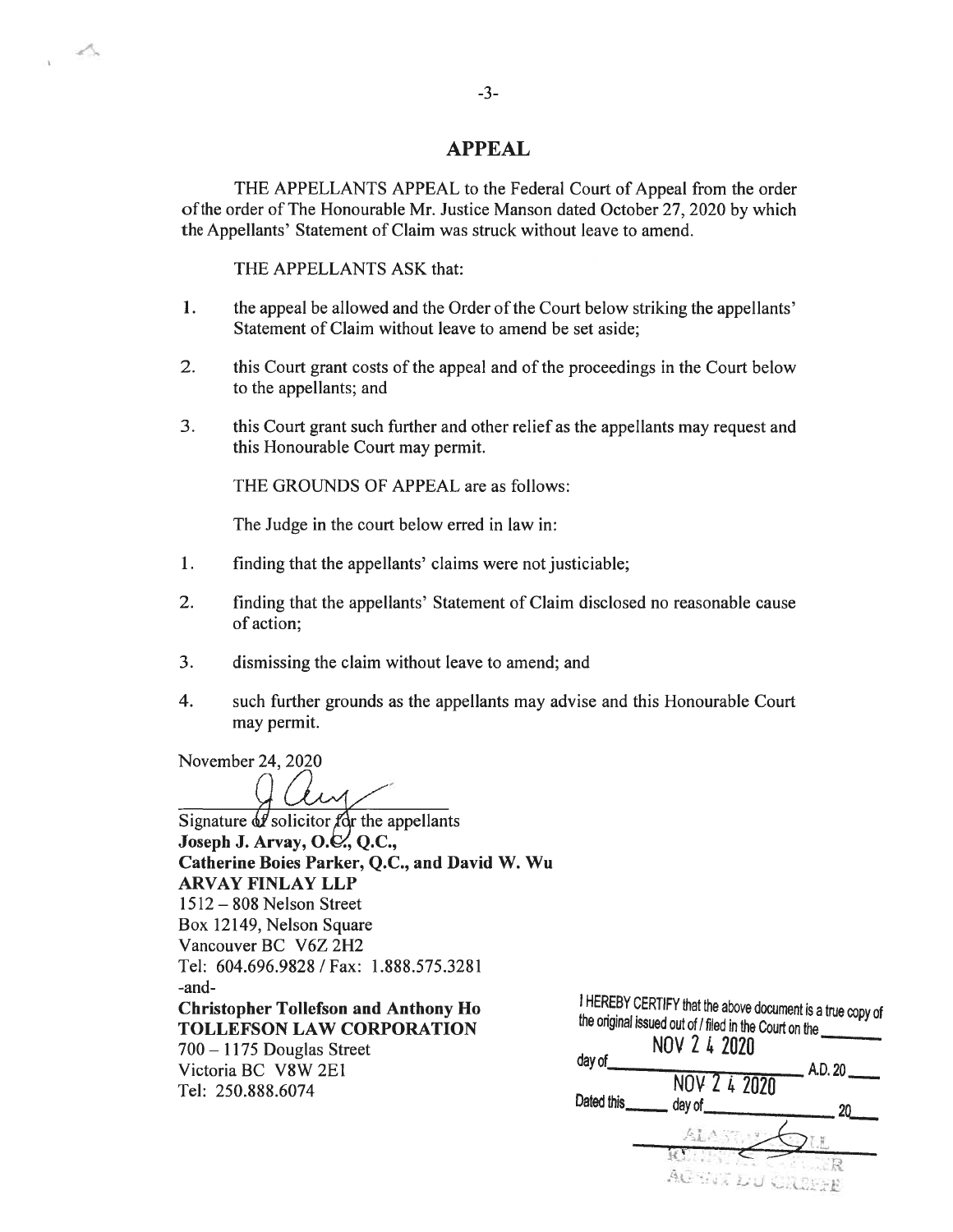# APPEAL

THE APPELLANTS APPEAL to the Federal Court of Appeal from the order of the order of The Honourable Mr. Justice Manson dated October 27, 2020 by which the Appellants' Statement of Claim was struck without leave to amend.

THE APPELLANTS ASK that:

1. the appeal be allowed and the Order of the Court below striking the appellants' Statement of Claim without leave to amend be set aside;
2. this Court grant costs of the appeal and of the proceedings in the Court below to the appellants; and
3. this Court grant such further and other relief as the appellants may request and this Honourable Court may permit.

THE GROUNDS OF APPEAL are as follows:

The Judge in the court below erred in law in:

1. finding that the appellants' claims were not justiciable;
2. finding that the appellants' Statement of Claim disclosed no reasonable cause of action;
3. dismissing the claim without leave to amend; and
4. such further grounds as the appellants may advise and this Honourable Court may permit.

November 24, 2020

Signature of solicitor for the appellants
**Joseph J. Arvay, O.C., Q.C.,**
**Catherine Boies Parker, Q.C., and David W. Wu**
**ARVAY FINLAY LLP**
1512 – 808 Nelson Street
Box 12149, Nelson Square
Vancouver BC V6Z 2H2
Tel: 604.696.9828 / Fax: 1.888.575.3281
-and-
**Christopher Tollefson and Anthony Ho**
**TOLLEFSON LAW CORPORATION**
700 – 1175 Douglas Street
Victoria BC V8W 2E1
Tel: 250.888.6074

I HEREBY CERTIFY that the above document is a true copy of the original issued out of / filed in the Court on the NOV 24 2020 day of ______ A.D. 20__

Dated this NOV 24 2020 day of ______ 20__

AGENT DU GREFFE